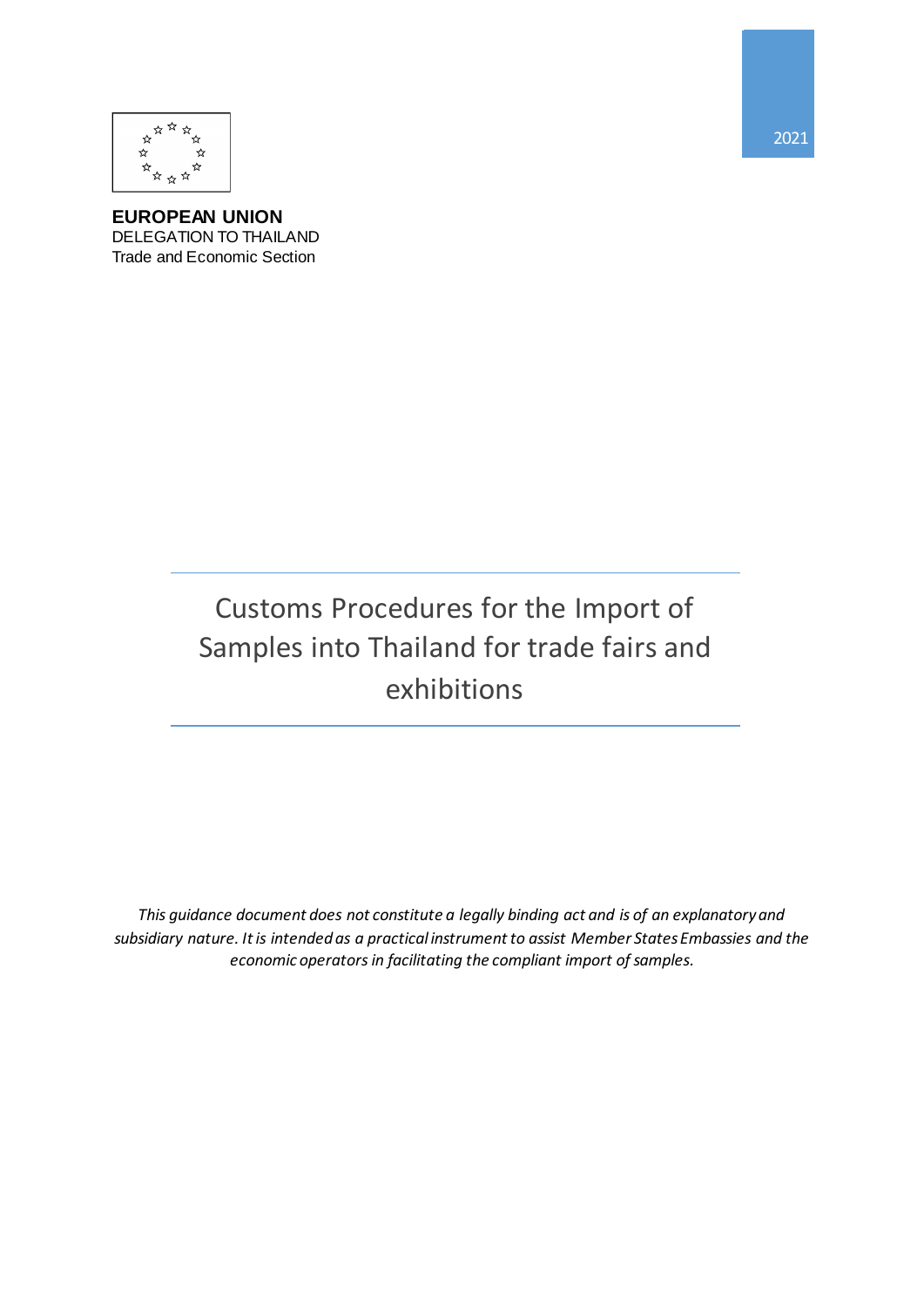2021

**EUROPEAN UNION**
DELEGATION TO THAILAND
Trade and Economic Section

# Customs Procedures for the Import of Samples into Thailand for trade fairs and exhibitions

*This guidance document does not constitute a legally binding act and is of an explanatory and subsidiary nature. It is intended as a practical instrument to assist Member States Embassies and the economic operators in facilitating the compliant import of samples.*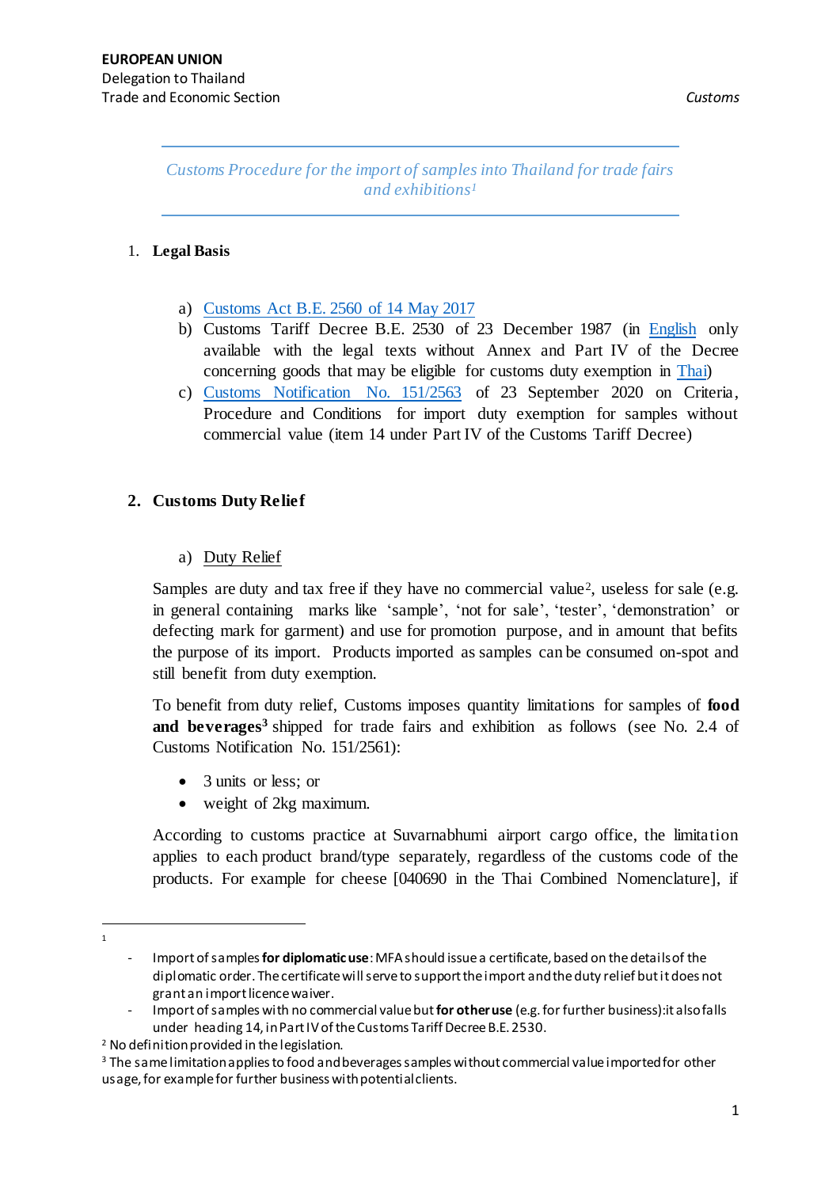**EUROPEAN UNION**
Delegation to Thailand
Trade and Economic Section

*Customs*

---

*Customs Procedure for the import of samples into Thailand for trade fairs and exhibitions[1]*

---

1. **Legal Basis**

   a) Customs Act B.E. 2560 of 14 May 2017
   b) Customs Tariff Decree B.E. 2530 of 23 December 1987 (in English only available with the legal texts without Annex and Part IV of the Decree concerning goods that may be eligible for customs duty exemption in Thai)
   c) Customs Notification No. 151/2563 of 23 September 2020 on Criteria, Procedure and Conditions for import duty exemption for samples without commercial value (item 14 under Part IV of the Customs Tariff Decree)

2. **Customs Duty Relief**

   a) Duty Relief

Samples are duty and tax free if they have no commercial value[2], useless for sale (e.g. in general containing marks like 'sample', 'not for sale', 'tester', 'demonstration' or defecting mark for garment) and use for promotion purpose, and in amount that befits the purpose of its import. Products imported as samples can be consumed on-spot and still benefit from duty exemption.

To benefit from duty relief, Customs imposes quantity limitations for samples of **food and beverages**[3] shipped for trade fairs and exhibition as follows (see No. 2.4 of Customs Notification No. 151/2561):

- 3 units or less; or
- weight of 2kg maximum.

According to customs practice at Suvarnabhumi airport cargo office, the limitation applies to each product brand/type separately, regardless of the customs code of the products. For example for cheese [040690 in the Thai Combined Nomenclature], if

---

[1]
- Import of samples **for diplomatic use**: MFA should issue a certificate, based on the details of the diplomatic order. The certificate will serve to support the import and the duty relief but it does not grant an import licence waiver.
- Import of samples with no commercial value but **for other use** (e.g. for further business): it also falls under heading 14, in Part IV of the Customs Tariff Decree B.E. 2530.

[2] No definition provided in the legislation.

[3] The same limitation applies to food and beverages samples without commercial value imported for other usage, for example for further business with potential clients.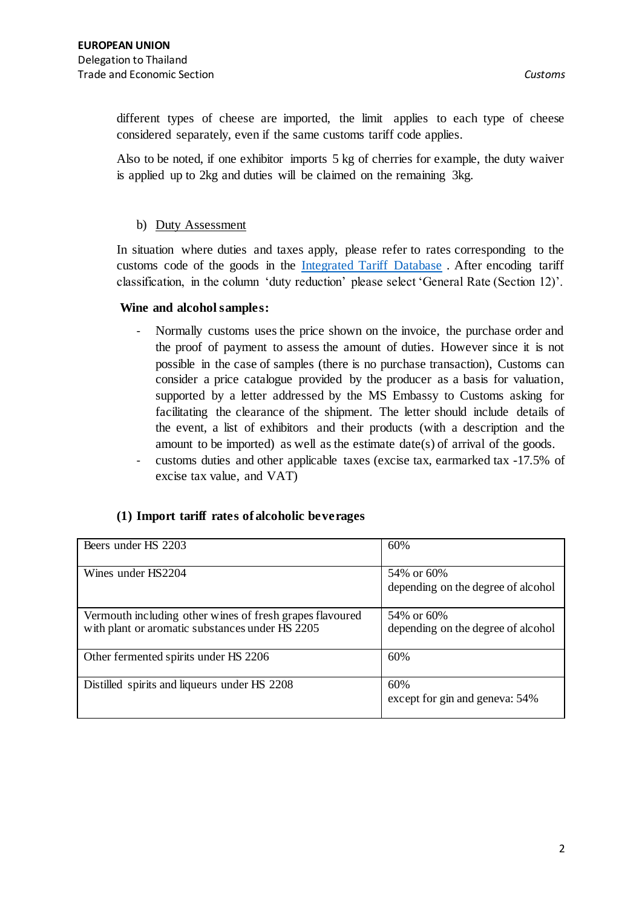different types of cheese are imported, the limit applies to each type of cheese considered separately, even if the same customs tariff code applies.

Also to be noted, if one exhibitor imports 5 kg of cherries for example, the duty waiver is applied up to 2kg and duties will be claimed on the remaining 3kg.

b) Duty Assessment

In situation where duties and taxes apply, please refer to rates corresponding to the customs code of the goods in the Integrated Tariff Database . After encoding tariff classification, in the column 'duty reduction' please select 'General Rate (Section 12)'.

**Wine and alcohol samples:**

- Normally customs uses the price shown on the invoice, the purchase order and the proof of payment to assess the amount of duties. However since it is not possible in the case of samples (there is no purchase transaction), Customs can consider a price catalogue provided by the producer as a basis for valuation, supported by a letter addressed by the MS Embassy to Customs asking for facilitating the clearance of the shipment. The letter should include details of the event, a list of exhibitors and their products (with a description and the amount to be imported) as well as the estimate date(s) of arrival of the goods.
- customs duties and other applicable taxes (excise tax, earmarked tax -17.5% of excise tax value, and VAT)

**(1) Import tariff rates of alcoholic beverages**

| | |
|---|---|
| Beers under HS 2203 | 60% |
| Wines under HS2204 | 54% or 60% depending on the degree of alcohol |
| Vermouth including other wines of fresh grapes flavoured with plant or aromatic substances under HS 2205 | 54% or 60% depending on the degree of alcohol |
| Other fermented spirits under HS 2206 | 60% |
| Distilled spirits and liqueurs under HS 2208 | 60% except for gin and geneva: 54% |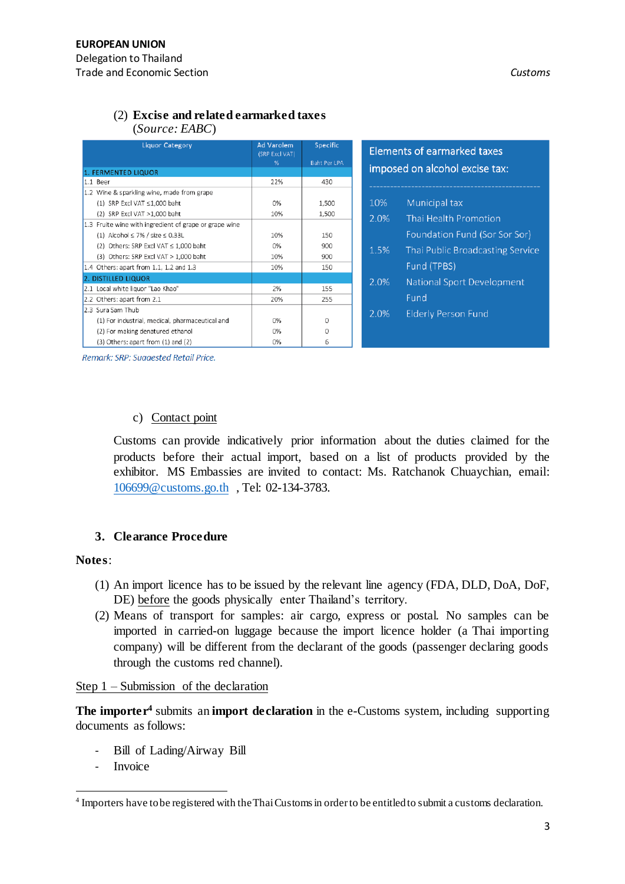(2) **Excise and related earmarked taxes**
(*Source: EABC*)

| Liquor Category | Ad Varolem (SRP Excl VAT) % | Specific Baht Per LPA |
|---|---|---|
| 1. FERMENTED LIQUOR | | |
| 1.1 Beer | 22% | 430 |
| 1.2 Wine & sparkling wine, made from grape | | |
| (1) SRP Excl VAT ≤1,000 baht | 0% | 1,500 |
| (2) SRP Excl VAT >1,000 baht | 10% | 1,500 |
| 1.3 Fruite wine with ingredient of grape or grape wine | | |
| (1) Alcohol ≤ 7% / size ≤ 0.33L | 10% | 150 |
| (2) Others: SRP Excl VAT ≤ 1,000 baht | 0% | 900 |
| (3) Others: SRP Excl VAT > 1,000 baht | 10% | 900 |
| 1.4 Others: apart from 1.1, 1.2 and 1.3 | 10% | 150 |
| 2. DISTILLED LIQUOR | | |
| 2.1 Local white liquor "Lao Khao" | 2% | 155 |
| 2.2 Others: apart from 2.1 | 20% | 255 |
| 2.3 Sura Sam Thub | | |
| (1) For industrial, medical, pharmaceutical and | 0% | 0 |
| (2) For making denatured ethanol | 0% | 0 |
| (3) Others: apart from (1) and (2) | 0% | 6 |

*Remark: SRP: Suggested Retail Price.*

**Elements of earmarked taxes imposed on alcohol excise tax:**

| | |
|---|---|
| 10% | Municipal tax |
| 2.0% | Thai Health Promotion Foundation Fund (Sor Sor Sor) |
| 1.5% | Thai Public Broadcasting Service Fund (TPBS) |
| 2.0% | National Sport Development Fund |
| 2.0% | Elderly Person Fund |

c) Contact point

Customs can provide indicatively prior information about the duties claimed for the products before their actual import, based on a list of products provided by the exhibitor. MS Embassies are invited to contact: Ms. Ratchanok Chuaychian, email: 106699@customs.go.th , Tel: 02-134-3783.

## 3. Clearance Procedure

**Notes**:

(1) An import licence has to be issued by the relevant line agency (FDA, DLD, DoA, DoF, DE) before the goods physically enter Thailand's territory.
(2) Means of transport for samples: air cargo, express or postal. No samples can be imported in carried-on luggage because the import licence holder (a Thai importing company) will be different from the declarant of the goods (passenger declaring goods through the customs red channel).

Step 1 – Submission of the declaration

**The importer**[4] submits an **import declaration** in the e-Customs system, including supporting documents as follows:

- Bill of Lading/Airway Bill
- Invoice

[4] Importers have to be registered with the Thai Customs in order to be entitled to submit a customs declaration.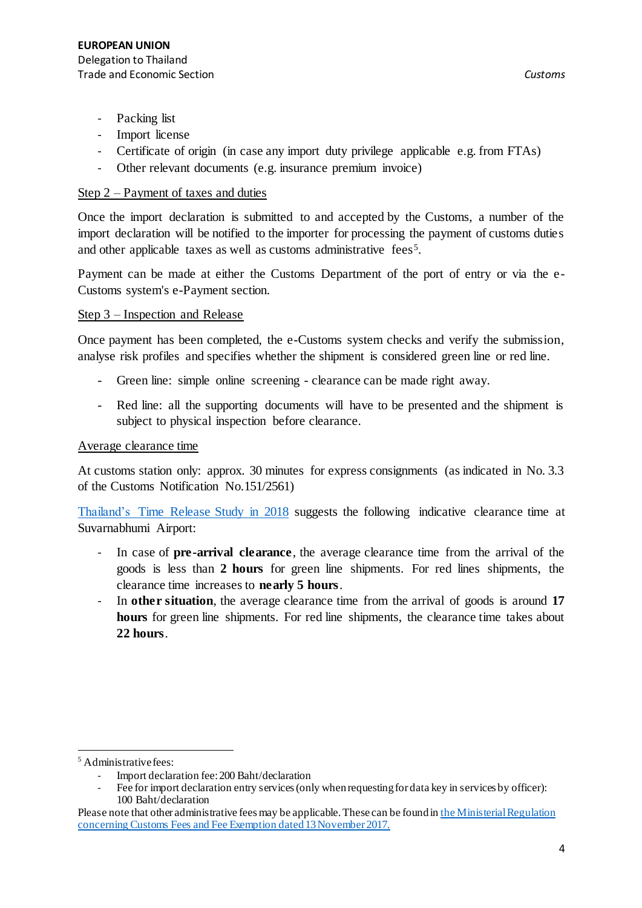- Packing list
- Import license
- Certificate of origin (in case any import duty privilege applicable e.g. from FTAs)
- Other relevant documents (e.g. insurance premium invoice)

Step 2 – Payment of taxes and duties

Once the import declaration is submitted to and accepted by the Customs, a number of the import declaration will be notified to the importer for processing the payment of customs duties and other applicable taxes as well as customs administrative fees[5].

Payment can be made at either the Customs Department of the port of entry or via the e-Customs system's e-Payment section.

Step 3 – Inspection and Release

Once payment has been completed, the e-Customs system checks and verify the submission, analyse risk profiles and specifies whether the shipment is considered green line or red line.

- Green line: simple online screening - clearance can be made right away.
- Red line: all the supporting documents will have to be presented and the shipment is subject to physical inspection before clearance.

Average clearance time

At customs station only: approx. 30 minutes for express consignments (as indicated in No. 3.3 of the Customs Notification No.151/2561)

Thailand's Time Release Study in 2018 suggests the following indicative clearance time at Suvarnabhumi Airport:

- In case of **pre-arrival clearance**, the average clearance time from the arrival of the goods is less than **2 hours** for green line shipments. For red lines shipments, the clearance time increases to **nearly 5 hours**.
- In **other situation**, the average clearance time from the arrival of goods is around **17 hours** for green line shipments. For red line shipments, the clearance time takes about **22 hours**.

---

[5] Administrative fees:

- Import declaration fee: 200 Baht/declaration
- Fee for import declaration entry services (only when requesting for data key in services by officer): 100 Baht/declaration

Please note that other administrative fees may be applicable. These can be found in the Ministerial Regulation concerning Customs Fees and Fee Exemption dated 13 November 2017.